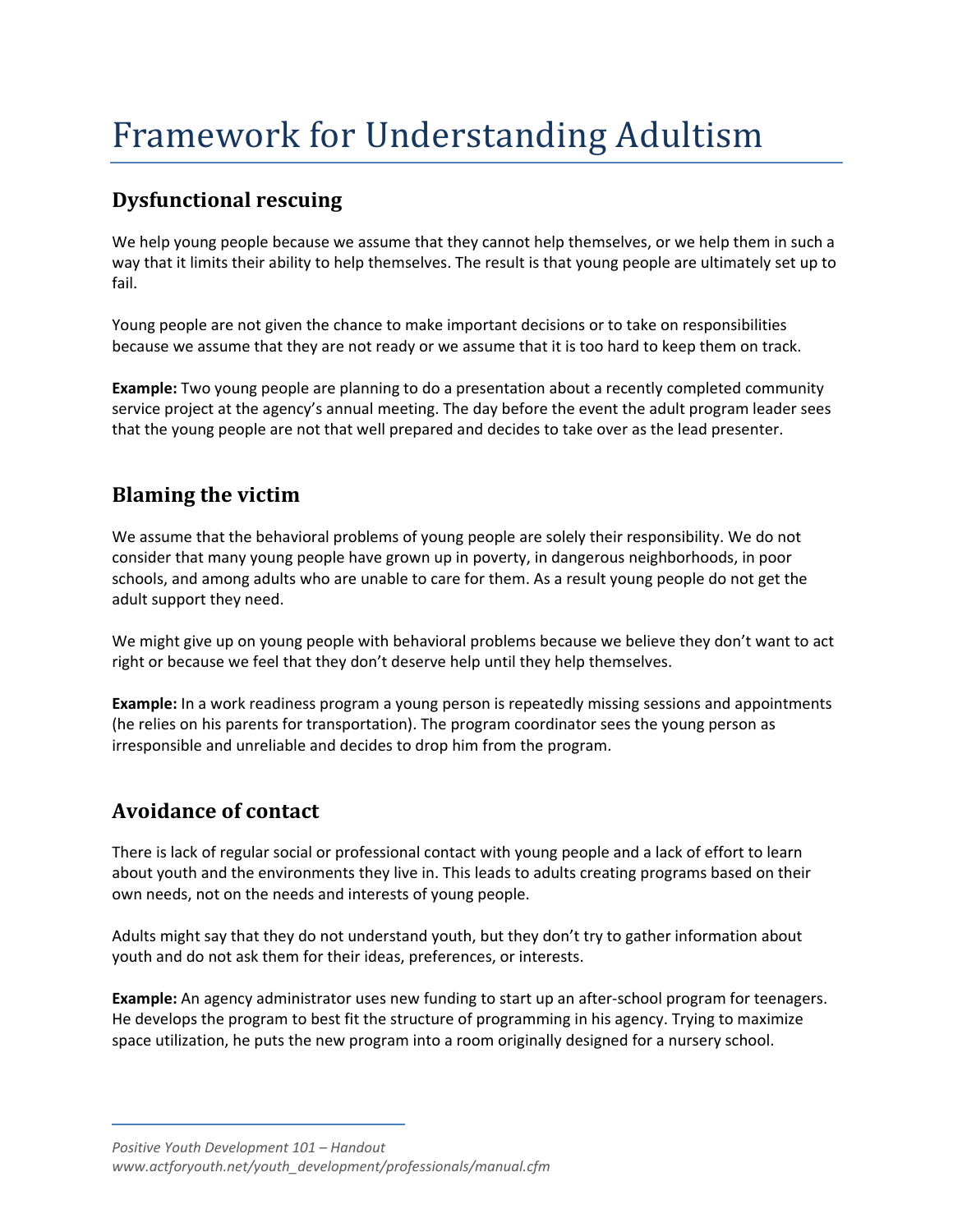# Framework for Understanding Adultism

## Dysfunctional rescuing

We help young people because we assume that they cannot help themselves, or we help them in such a way that it limits their ability to help themselves. The result is that young people are ultimately set up to fail.

Young people are not given the chance to make important decisions or to take on responsibilities because we assume that they are not ready or we assume that it is too hard to keep them on track.

**Example:** Two young people are planning to do a presentation about a recently completed community service project at the agency's annual meeting. The day before the event the adult program leader sees that the young people are not that well prepared and decides to take over as the lead presenter.

## Blaming the victim

We assume that the behavioral problems of young people are solely their responsibility. We do not consider that many young people have grown up in poverty, in dangerous neighborhoods, in poor schools, and among adults who are unable to care for them. As a result young people do not get the adult support they need.

We might give up on young people with behavioral problems because we believe they don't want to act right or because we feel that they don't deserve help until they help themselves.

**Example:** In a work readiness program a young person is repeatedly missing sessions and appointments (he relies on his parents for transportation). The program coordinator sees the young person as irresponsible and unreliable and decides to drop him from the program.

## Avoidance of contact

There is lack of regular social or professional contact with young people and a lack of effort to learn about youth and the environments they live in. This leads to adults creating programs based on their own needs, not on the needs and interests of young people.

Adults might say that they do not understand youth, but they don't try to gather information about youth and do not ask them for their ideas, preferences, or interests.

**Example:** An agency administrator uses new funding to start up an after-school program for teenagers. He develops the program to best fit the structure of programming in his agency. Trying to maximize space utilization, he puts the new program into a room originally designed for a nursery school.

*Positive Youth Development 101 – Handout*
*www.actforyouth.net/youth_development/professionals/manual.cfm*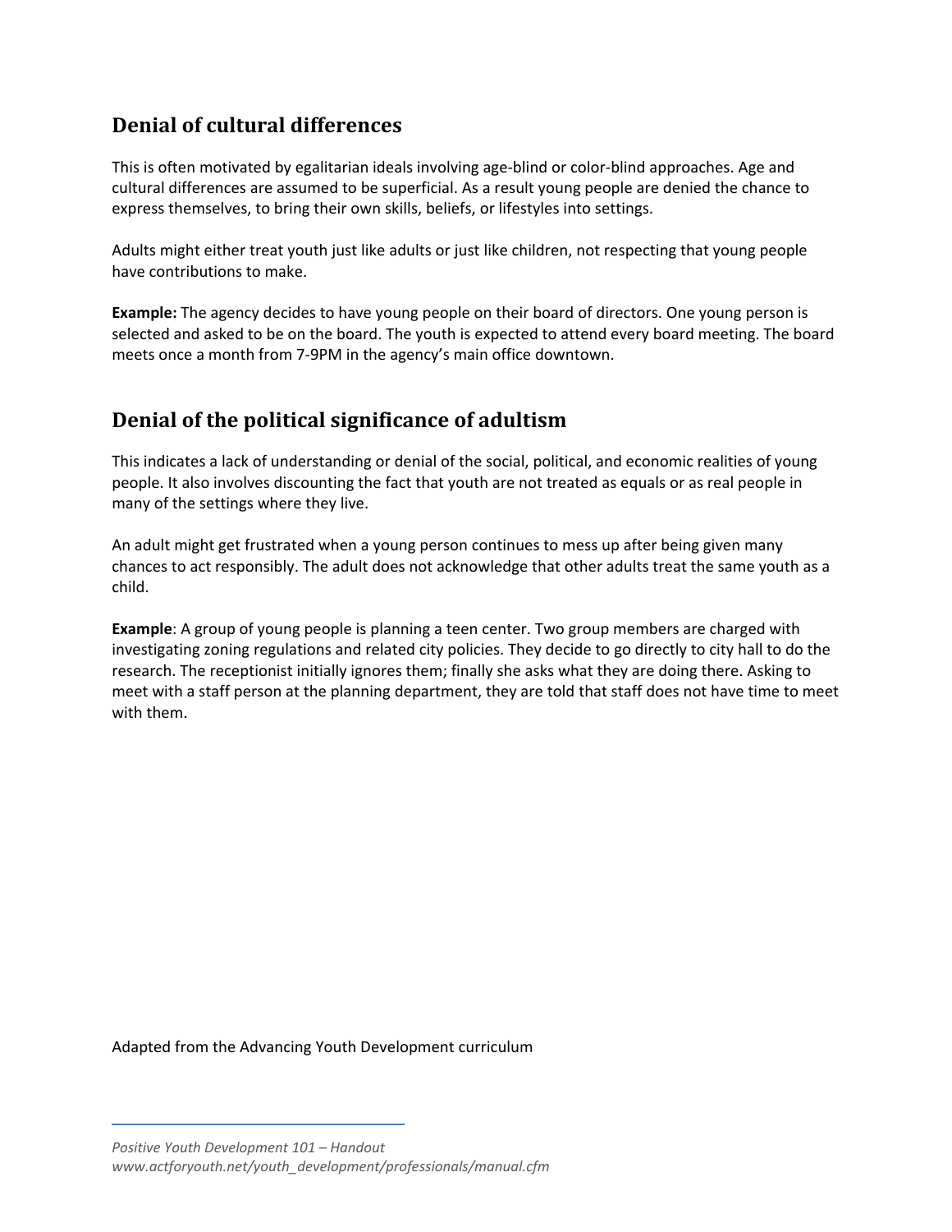## Denial of cultural differences

This is often motivated by egalitarian ideals involving age-blind or color-blind approaches. Age and cultural differences are assumed to be superficial. As a result young people are denied the chance to express themselves, to bring their own skills, beliefs, or lifestyles into settings.

Adults might either treat youth just like adults or just like children, not respecting that young people have contributions to make.

**Example:** The agency decides to have young people on their board of directors. One young person is selected and asked to be on the board. The youth is expected to attend every board meeting. The board meets once a month from 7-9PM in the agency's main office downtown.

## Denial of the political significance of adultism

This indicates a lack of understanding or denial of the social, political, and economic realities of young people. It also involves discounting the fact that youth are not treated as equals or as real people in many of the settings where they live.

An adult might get frustrated when a young person continues to mess up after being given many chances to act responsibly. The adult does not acknowledge that other adults treat the same youth as a child.

**Example**: A group of young people is planning a teen center. Two group members are charged with investigating zoning regulations and related city policies. They decide to go directly to city hall to do the research. The receptionist initially ignores them; finally she asks what they are doing there. Asking to meet with a staff person at the planning department, they are told that staff does not have time to meet with them.

Adapted from the Advancing Youth Development curriculum